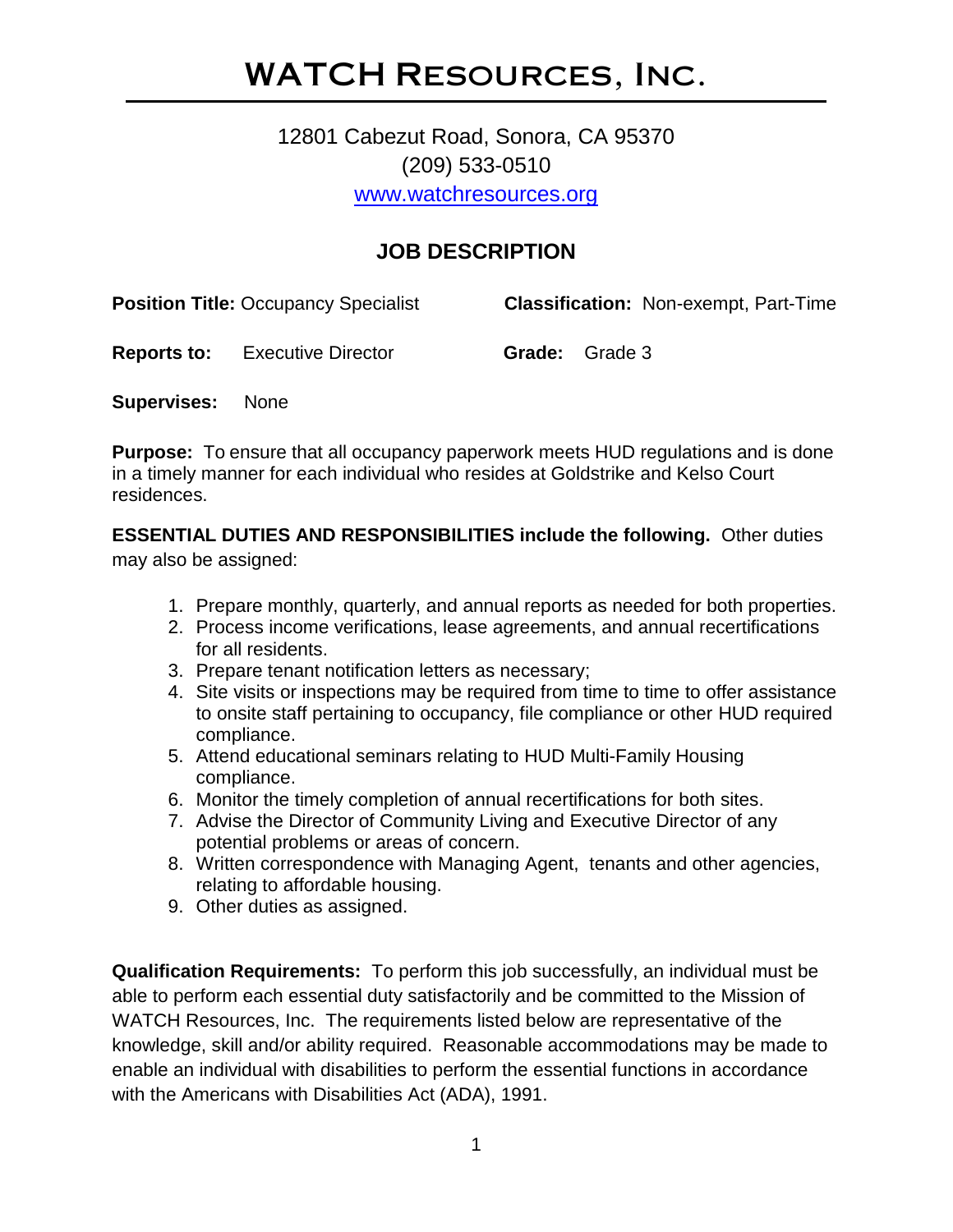# WATCH Resources, Inc.

12801 Cabezut Road, Sonora, CA 95370
(209) 533-0510
www.watchresources.org

## JOB DESCRIPTION

**Position Title:** Occupancy Specialist

**Classification:** Non-exempt, Part-Time

**Reports to:** Executive Director

**Grade:** Grade 3

**Supervises:** None

**Purpose:** To ensure that all occupancy paperwork meets HUD regulations and is done in a timely manner for each individual who resides at Goldstrike and Kelso Court residences.

**ESSENTIAL DUTIES AND RESPONSIBILITIES include the following.** Other duties may also be assigned:

1. Prepare monthly, quarterly, and annual reports as needed for both properties.
2. Process income verifications, lease agreements, and annual recertifications for all residents.
3. Prepare tenant notification letters as necessary;
4. Site visits or inspections may be required from time to time to offer assistance to onsite staff pertaining to occupancy, file compliance or other HUD required compliance.
5. Attend educational seminars relating to HUD Multi-Family Housing compliance.
6. Monitor the timely completion of annual recertifications for both sites.
7. Advise the Director of Community Living and Executive Director of any potential problems or areas of concern.
8. Written correspondence with Managing Agent, tenants and other agencies, relating to affordable housing.
9. Other duties as assigned.

**Qualification Requirements:** To perform this job successfully, an individual must be able to perform each essential duty satisfactorily and be committed to the Mission of WATCH Resources, Inc. The requirements listed below are representative of the knowledge, skill and/or ability required. Reasonable accommodations may be made to enable an individual with disabilities to perform the essential functions in accordance with the Americans with Disabilities Act (ADA), 1991.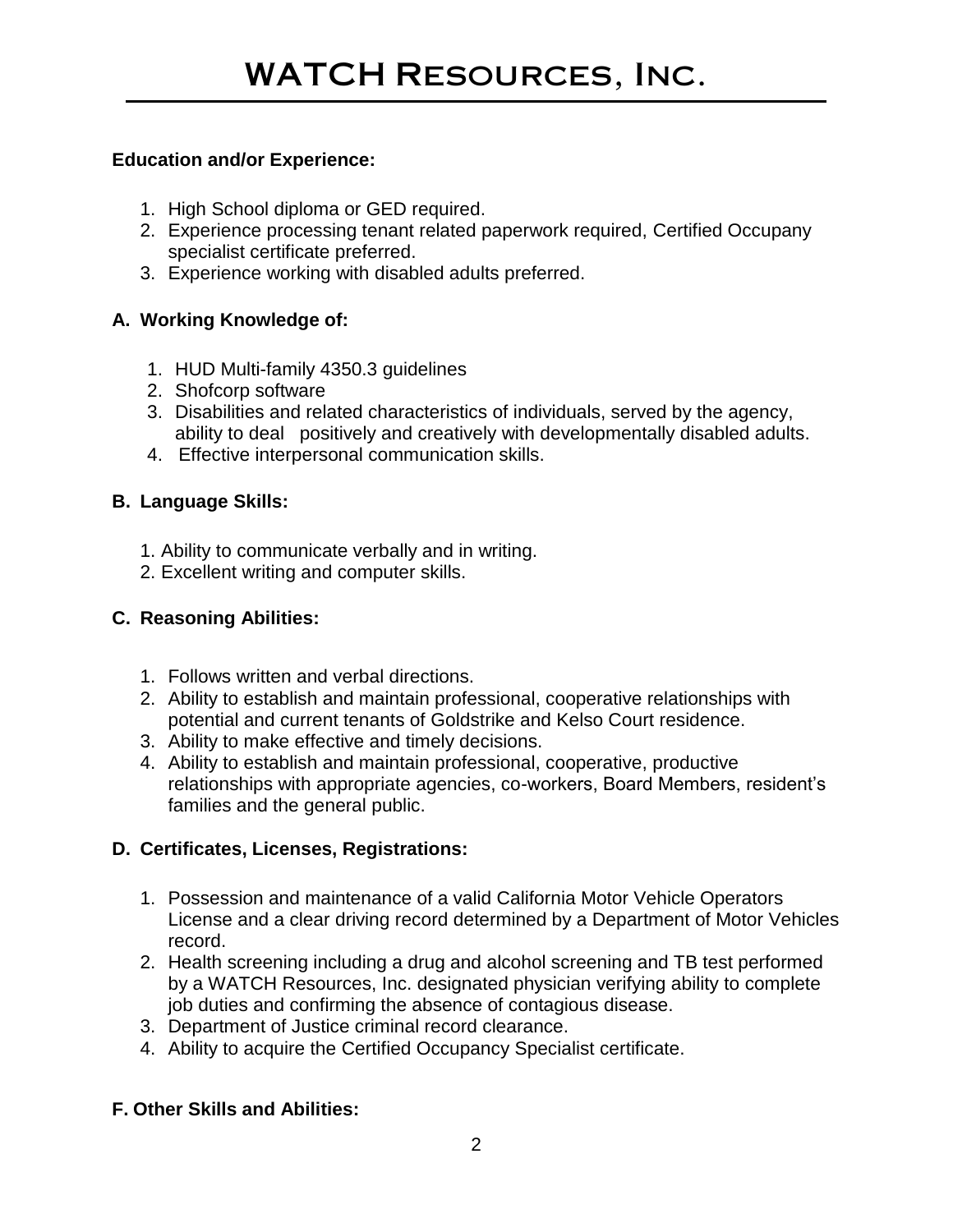**Education and/or Experience:**

1. High School diploma or GED required.
2. Experience processing tenant related paperwork required, Certified Occupany specialist certificate preferred.
3. Experience working with disabled adults preferred.

**A. Working Knowledge of:**

1. HUD Multi-family 4350.3 guidelines
2. Shofcorp software
3. Disabilities and related characteristics of individuals, served by the agency, ability to deal positively and creatively with developmentally disabled adults.
4. Effective interpersonal communication skills.

**B. Language Skills:**

1. Ability to communicate verbally and in writing.
2. Excellent writing and computer skills.

**C. Reasoning Abilities:**

1. Follows written and verbal directions.
2. Ability to establish and maintain professional, cooperative relationships with potential and current tenants of Goldstrike and Kelso Court residence.
3. Ability to make effective and timely decisions.
4. Ability to establish and maintain professional, cooperative, productive relationships with appropriate agencies, co-workers, Board Members, resident's families and the general public.

**D. Certificates, Licenses, Registrations:**

1. Possession and maintenance of a valid California Motor Vehicle Operators License and a clear driving record determined by a Department of Motor Vehicles record.
2. Health screening including a drug and alcohol screening and TB test performed by a WATCH Resources, Inc. designated physician verifying ability to complete job duties and confirming the absence of contagious disease.
3. Department of Justice criminal record clearance.
4. Ability to acquire the Certified Occupancy Specialist certificate.

**F. Other Skills and Abilities:**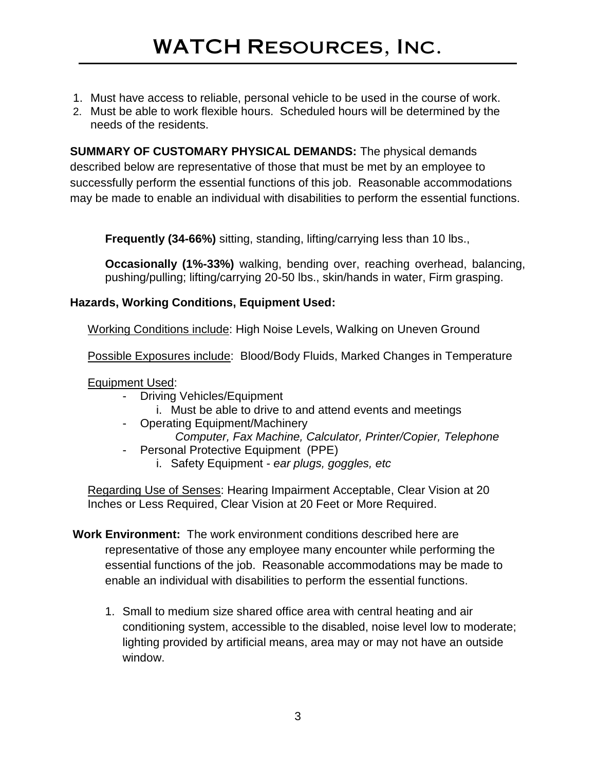1. Must have access to reliable, personal vehicle to be used in the course of work.
2. Must be able to work flexible hours. Scheduled hours will be determined by the needs of the residents.

**SUMMARY OF CUSTOMARY PHYSICAL DEMANDS:** The physical demands described below are representative of those that must be met by an employee to successfully perform the essential functions of this job. Reasonable accommodations may be made to enable an individual with disabilities to perform the essential functions.

**Frequently (34-66%)** sitting, standing, lifting/carrying less than 10 lbs.,

**Occasionally (1%-33%)** walking, bending over, reaching overhead, balancing, pushing/pulling; lifting/carrying 20-50 lbs., skin/hands in water, Firm grasping.

**Hazards, Working Conditions, Equipment Used:**

Working Conditions include: High Noise Levels, Walking on Uneven Ground

Possible Exposures include: Blood/Body Fluids, Marked Changes in Temperature

Equipment Used:

- Driving Vehicles/Equipment
  i. Must be able to drive to and attend events and meetings
- Operating Equipment/Machinery
  *Computer, Fax Machine, Calculator, Printer/Copier, Telephone*
- Personal Protective Equipment (PPE)
  i. Safety Equipment - *ear plugs, goggles, etc*

Regarding Use of Senses: Hearing Impairment Acceptable, Clear Vision at 20 Inches or Less Required, Clear Vision at 20 Feet or More Required.

**Work Environment:** The work environment conditions described here are representative of those any employee many encounter while performing the essential functions of the job. Reasonable accommodations may be made to enable an individual with disabilities to perform the essential functions.

1. Small to medium size shared office area with central heating and air conditioning system, accessible to the disabled, noise level low to moderate; lighting provided by artificial means, area may or may not have an outside window.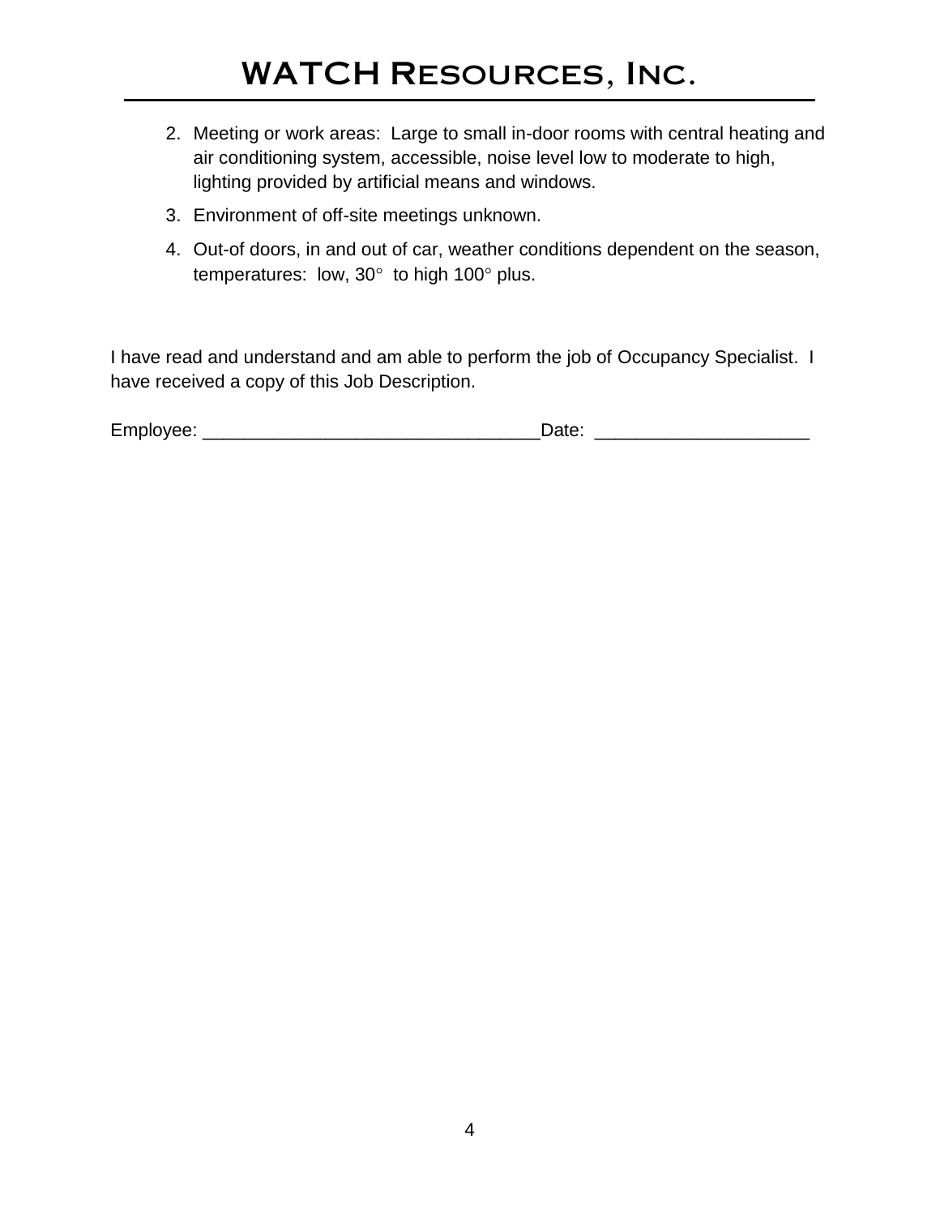2. Meeting or work areas: Large to small in-door rooms with central heating and air conditioning system, accessible, noise level low to moderate to high, lighting provided by artificial means and windows.
3. Environment of off-site meetings unknown.
4. Out-of doors, in and out of car, weather conditions dependent on the season, temperatures: low, 30° to high 100° plus.

I have read and understand and am able to perform the job of Occupancy Specialist. I have received a copy of this Job Description.

Employee: _________________________________Date: _____________________